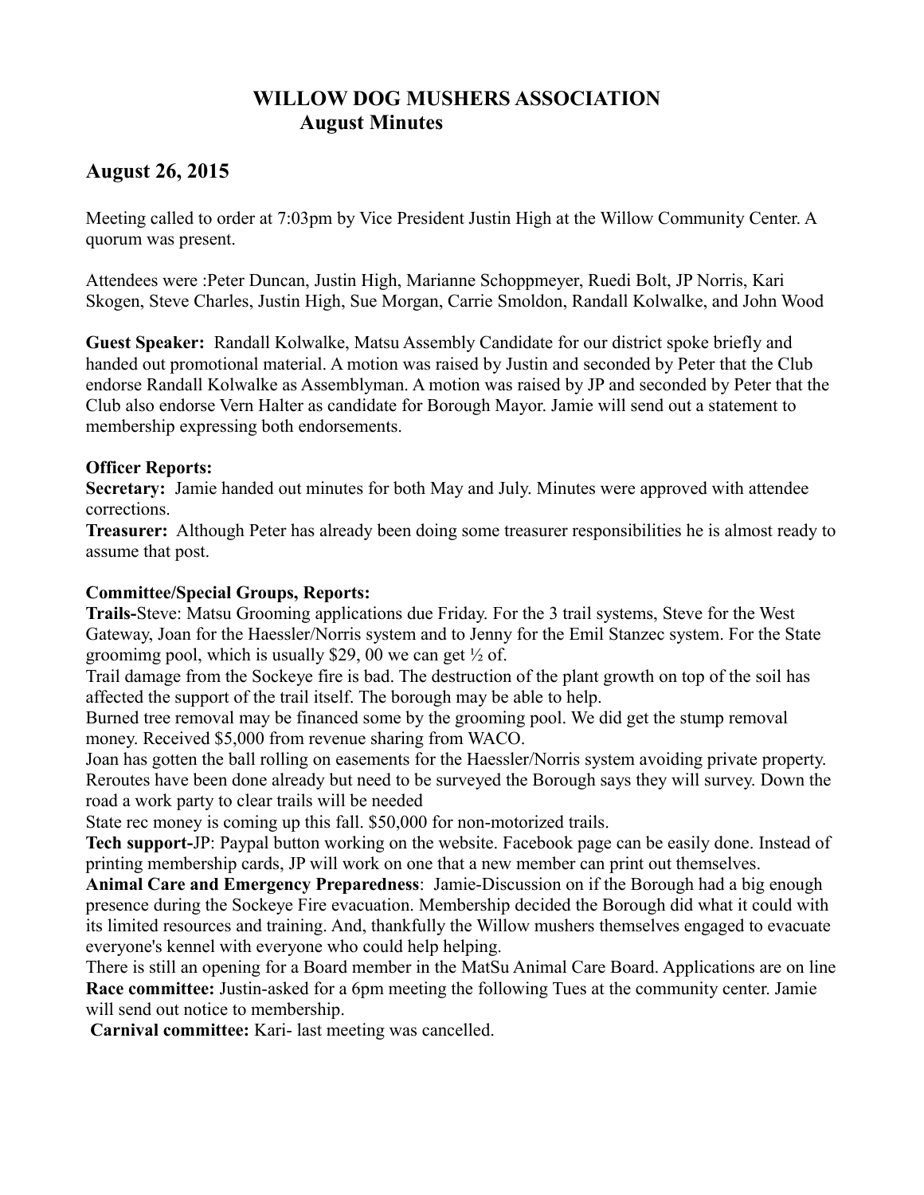# WILLOW DOG MUSHERS ASSOCIATION
## August Minutes

## August 26, 2015

Meeting called to order at 7:03pm by Vice President Justin High at the Willow Community Center. A quorum was present.

Attendees were :Peter Duncan, Justin High, Marianne Schoppmeyer, Ruedi Bolt, JP Norris, Kari Skogen, Steve Charles, Justin High, Sue Morgan, Carrie Smoldon, Randall Kolwalke, and John Wood

**Guest Speaker:** Randall Kolwalke, Matsu Assembly Candidate for our district spoke briefly and handed out promotional material. A motion was raised by Justin and seconded by Peter that the Club endorse Randall Kolwalke as Assemblyman. A motion was raised by JP and seconded by Peter that the Club also endorse Vern Halter as candidate for Borough Mayor. Jamie will send out a statement to membership expressing both endorsements.

**Officer Reports:**

**Secretary:** Jamie handed out minutes for both May and July. Minutes were approved with attendee corrections.

**Treasurer:** Although Peter has already been doing some treasurer responsibilities he is almost ready to assume that post.

**Committee/Special Groups, Reports:**

**Trails-**Steve: Matsu Grooming applications due Friday. For the 3 trail systems, Steve for the West Gateway, Joan for the Haessler/Norris system and to Jenny for the Emil Stanzec system. For the State groomimg pool, which is usually $29, 00 we can get ½ of.

Trail damage from the Sockeye fire is bad. The destruction of the plant growth on top of the soil has affected the support of the trail itself. The borough may be able to help.

Burned tree removal may be financed some by the grooming pool. We did get the stump removal money. Received $5,000 from revenue sharing from WACO.

Joan has gotten the ball rolling on easements for the Haessler/Norris system avoiding private property. Reroutes have been done already but need to be surveyed the Borough says they will survey. Down the road a work party to clear trails will be needed

State rec money is coming up this fall. $50,000 for non-motorized trails.

**Tech support-**JP: Paypal button working on the website. Facebook page can be easily done. Instead of printing membership cards, JP will work on one that a new member can print out themselves.

**Animal Care and Emergency Preparedness**: Jamie-Discussion on if the Borough had a big enough presence during the Sockeye Fire evacuation. Membership decided the Borough did what it could with its limited resources and training. And, thankfully the Willow mushers themselves engaged to evacuate everyone's kennel with everyone who could help helping.

There is still an opening for a Board member in the MatSu Animal Care Board. Applications are on line

**Race committee:** Justin-asked for a 6pm meeting the following Tues at the community center. Jamie will send out notice to membership.

**Carnival committee:** Kari- last meeting was cancelled.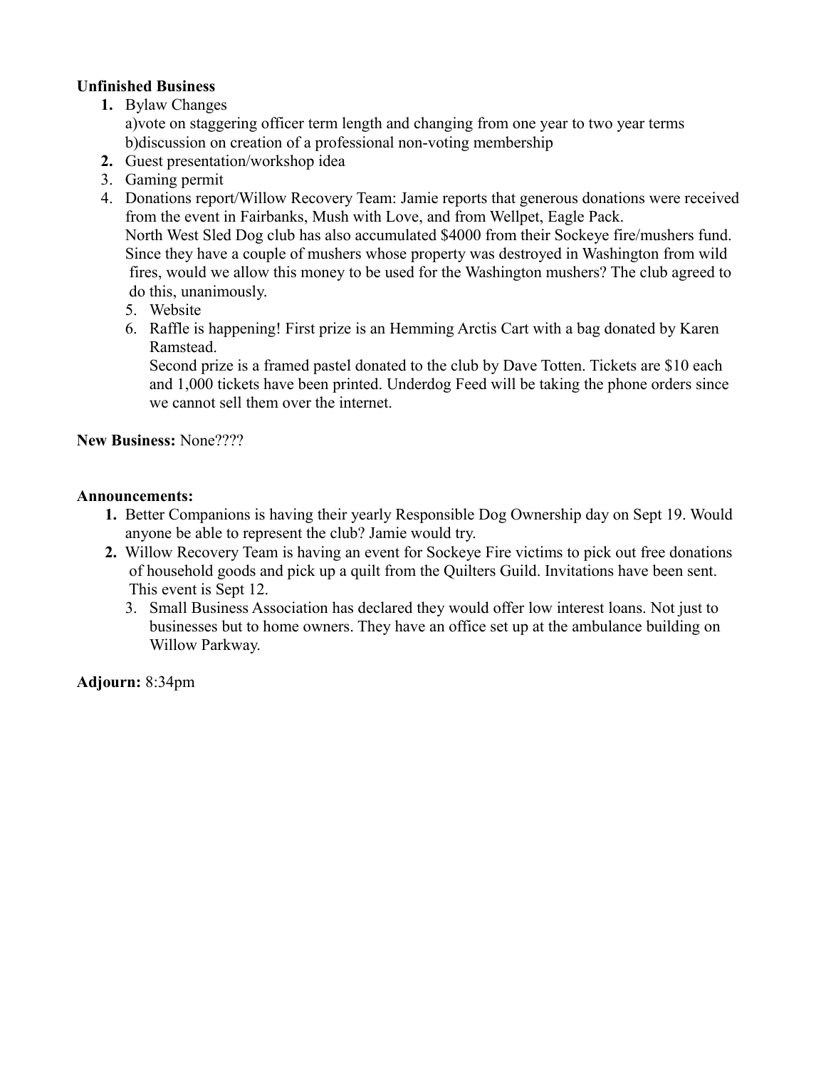**Unfinished Business**

1. Bylaw Changes
   a)vote on staggering officer term length and changing from one year to two year terms
   b)discussion on creation of a professional non-voting membership
2. Guest presentation/workshop idea
3. Gaming permit
4. Donations report/Willow Recovery Team: Jamie reports that generous donations were received from the event in Fairbanks, Mush with Love, and from Wellpet, Eagle Pack.
   North West Sled Dog club has also accumulated $4000 from their Sockeye fire/mushers fund. Since they have a couple of mushers whose property was destroyed in Washington from wild fires, would we allow this money to be used for the Washington mushers? The club agreed to do this, unanimously.
5. Website
6. Raffle is happening! First prize is an Hemming Arctis Cart with a bag donated by Karen Ramstead.
   Second prize is a framed pastel donated to the club by Dave Totten. Tickets are $10 each and 1,000 tickets have been printed. Underdog Feed will be taking the phone orders since we cannot sell them over the internet.

**New Business:** None????

**Announcements:**

1. Better Companions is having their yearly Responsible Dog Ownership day on Sept 19. Would anyone be able to represent the club? Jamie would try.
2. Willow Recovery Team is having an event for Sockeye Fire victims to pick out free donations of household goods and pick up a quilt from the Quilters Guild. Invitations have been sent. This event is Sept 12.
3. Small Business Association has declared they would offer low interest loans. Not just to businesses but to home owners. They have an office set up at the ambulance building on Willow Parkway.

**Adjourn:** 8:34pm